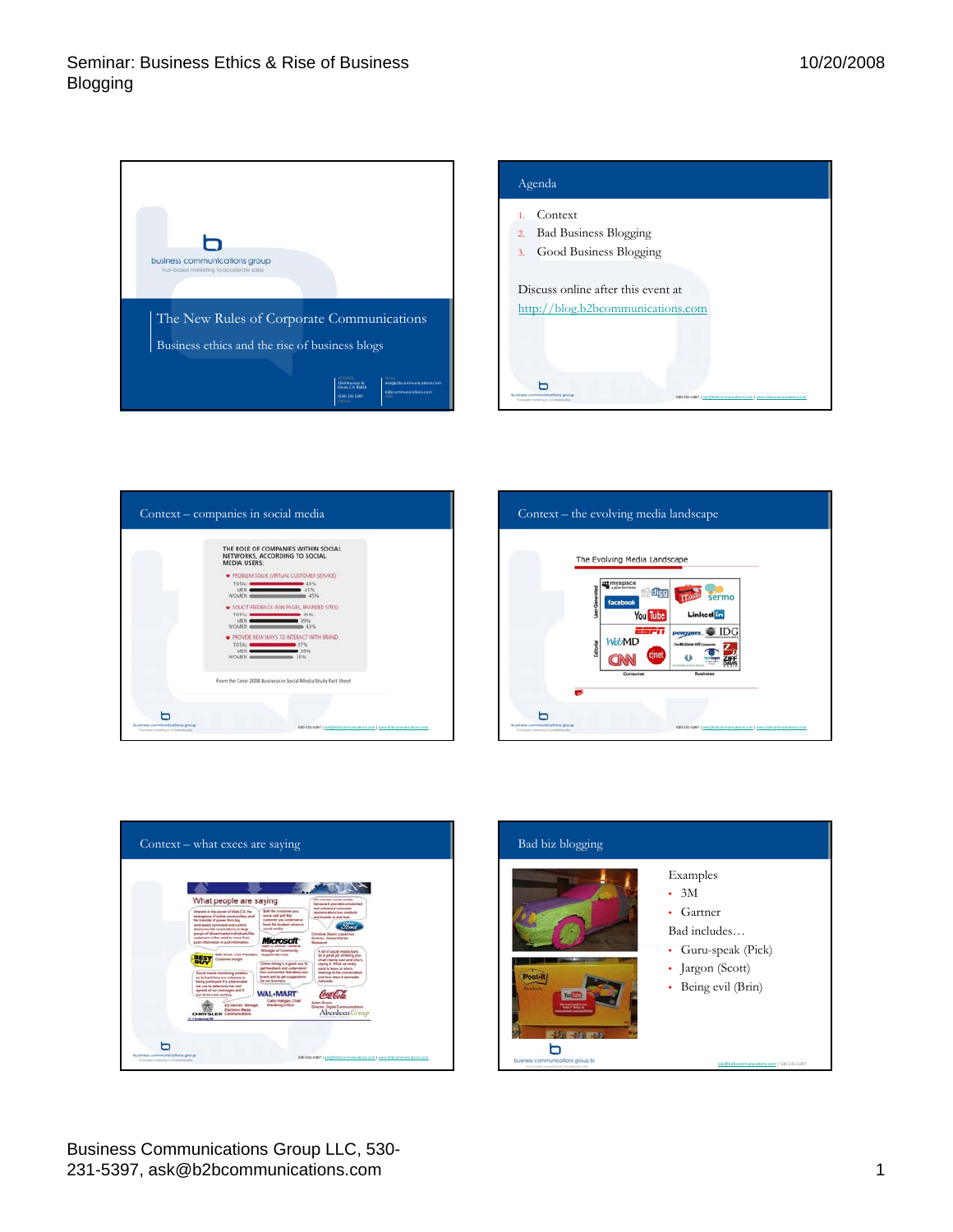## The New Rules of Corporate Communications

Business ethics and the rise of business blogs

## Agenda

1. Context
2. Bad Business Blogging
3. Good Business Blogging

Discuss online after this event at http://blog.b2bcommunications.com

## Context – companies in social media

THE ROLE OF COMPANIES WITHIN SOCIAL NETWORKS, ACCORDING TO SOCIAL MEDIA USERS:

- PROBLEM SOLVE (VIRTUAL CUSTOMER SERVICE)
  - TOTAL 43%
  - MEN 41%
  - WOMEN 45%
- SOLICIT FEEDBACK (FAN PAGES, BRANDED SITES)
  - TOTAL 41%
  - MEN 39%
  - WOMEN 43%
- PROVIDE NEW WAYS TO INTERACT WITH BRAND
  - TOTAL 37%
  - MEN 39%
  - WOMEN 35%

From the Cone 2008 Business in Social Media Study Fact Sheet

## Context – the evolving media landscape

The Evolving Media Landscape

## Context – what execs are saying

What people are saying

## Bad biz blogging

Examples

- 3M
- Gartner

Bad includes…

- Guru-speak (Pick)
- Jargon (Scott)
- Being evil (Brin)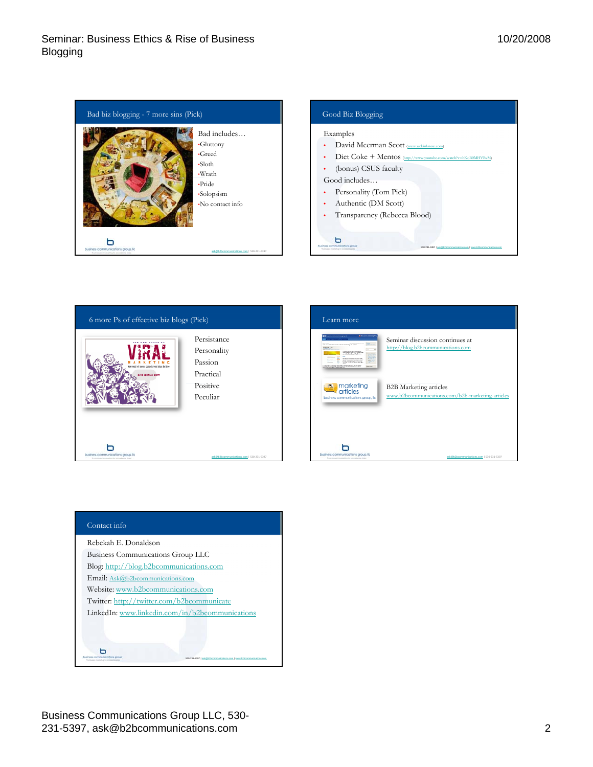## Bad biz blogging - 7 more sins (Pick)

Bad includes…

- Gluttony
- Greed
- Sloth
- Wrath
- Pride
- Solopsism
- No contact info

## Good Biz Blogging

Examples

- David Meerman Scott (www.webinknow.com)
- Diet Coke + Mentos (http://www.youtube.com/watch?v=hKoB0MHVBvM)
- (bonus) CSUS faculty

Good includes…

- Personality (Tom Pick)
- Authentic (DM Scott)
- Transparency (Rebecca Blood)

## 6 more Ps of effective biz blogs (Pick)

Persistance
Personality
Passion
Practical
Positive
Peculiar

## Learn more

Seminar discussion continues at http://blog.b2bcommunications.com

B2B Marketing articles www.b2bcommunications.com/b2b-marketing-articles

## Contact info

Rebekah E. Donaldson
Business Communications Group LLC
Blog: http://blog.b2bcommunications.com
Email: Ask@b2bcommunications.com
Website: www.b2bcommunications.com
Twitter: http://twitter.com/b2bcommunicate
LinkedIn: www.linkedin.com/in/b2bcommunications